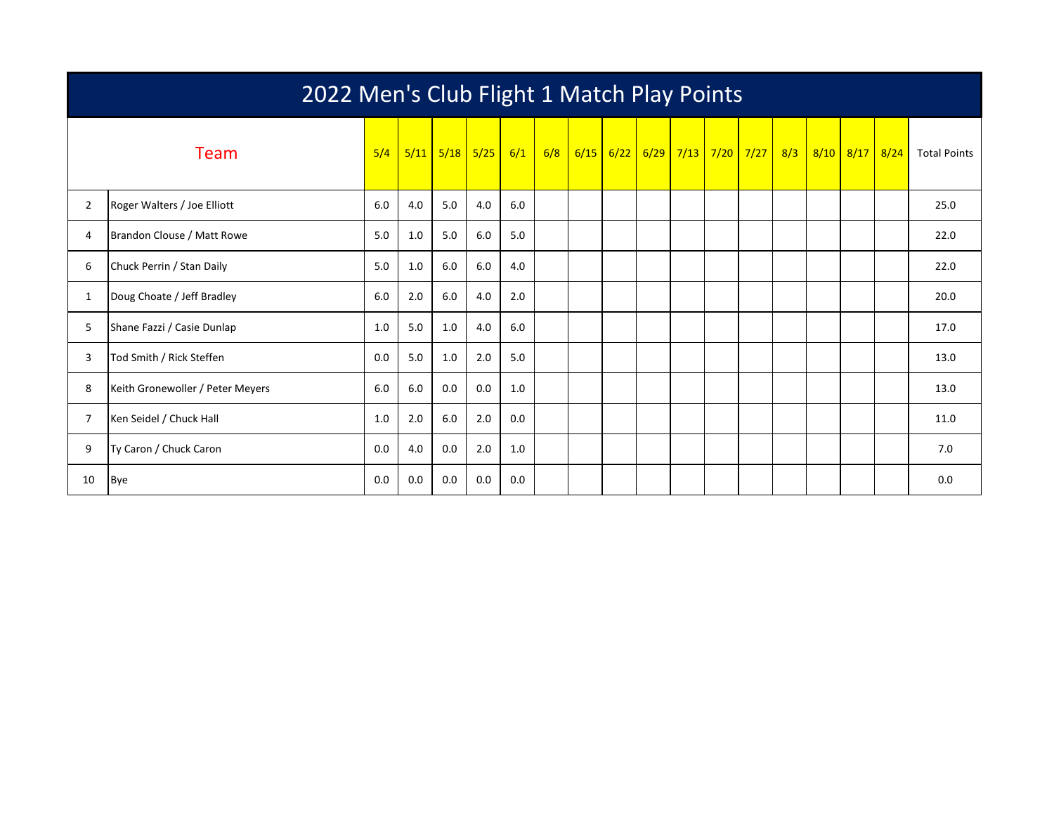# 2022 Men's Club Flight 1 Match Play Points

| | Team | 5/4 | 5/11 | 5/18 | 5/25 | 6/1 | 6/8 | 6/15 | 6/22 | 6/29 | 7/13 | 7/20 | 7/27 | 8/3 | 8/10 | 8/17 | 8/24 | Total Points |
|---|---|---|---|---|---|---|---|---|---|---|---|---|---|---|---|---|---|---|
| 2 | Roger Walters / Joe Elliott | 6.0 | 4.0 | 5.0 | 4.0 | 6.0 | | | | | | | | | | | | 25.0 |
| 4 | Brandon Clouse / Matt Rowe | 5.0 | 1.0 | 5.0 | 6.0 | 5.0 | | | | | | | | | | | | 22.0 |
| 6 | Chuck Perrin / Stan Daily | 5.0 | 1.0 | 6.0 | 6.0 | 4.0 | | | | | | | | | | | | 22.0 |
| 1 | Doug Choate / Jeff Bradley | 6.0 | 2.0 | 6.0 | 4.0 | 2.0 | | | | | | | | | | | | 20.0 |
| 5 | Shane Fazzi / Casie Dunlap | 1.0 | 5.0 | 1.0 | 4.0 | 6.0 | | | | | | | | | | | | 17.0 |
| 3 | Tod Smith / Rick Steffen | 0.0 | 5.0 | 1.0 | 2.0 | 5.0 | | | | | | | | | | | | 13.0 |
| 8 | Keith Gronewoller / Peter Meyers | 6.0 | 6.0 | 0.0 | 0.0 | 1.0 | | | | | | | | | | | | 13.0 |
| 7 | Ken Seidel / Chuck Hall | 1.0 | 2.0 | 6.0 | 2.0 | 0.0 | | | | | | | | | | | | 11.0 |
| 9 | Ty Caron / Chuck Caron | 0.0 | 4.0 | 0.0 | 2.0 | 1.0 | | | | | | | | | | | | 7.0 |
| 10 | Bye | 0.0 | 0.0 | 0.0 | 0.0 | 0.0 | | | | | | | | | | | | 0.0 |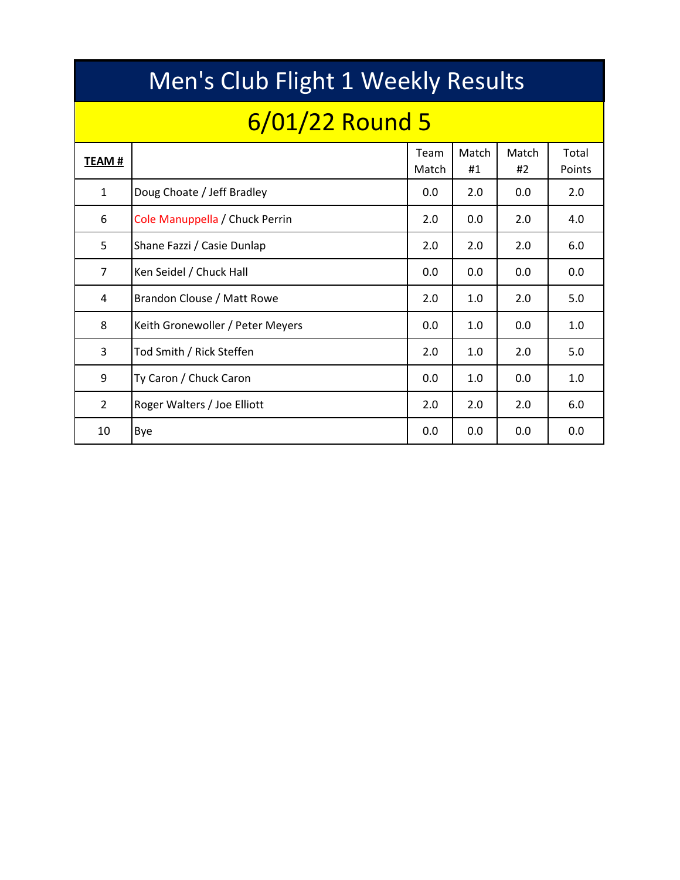# Men's Club Flight 1 Weekly Results

## 6/01/22 Round 5

| **TEAM #** | | Team Match | Match #1 | Match #2 | Total Points |
|---|---|---|---|---|---|
| 1 | Doug Choate / Jeff Bradley | 0.0 | 2.0 | 0.0 | 2.0 |
| 6 | Cole Manuppella / Chuck Perrin | 2.0 | 0.0 | 2.0 | 4.0 |
| 5 | Shane Fazzi / Casie Dunlap | 2.0 | 2.0 | 2.0 | 6.0 |
| 7 | Ken Seidel / Chuck Hall | 0.0 | 0.0 | 0.0 | 0.0 |
| 4 | Brandon Clouse / Matt Rowe | 2.0 | 1.0 | 2.0 | 5.0 |
| 8 | Keith Gronewoller / Peter Meyers | 0.0 | 1.0 | 0.0 | 1.0 |
| 3 | Tod Smith / Rick Steffen | 2.0 | 1.0 | 2.0 | 5.0 |
| 9 | Ty Caron / Chuck Caron | 0.0 | 1.0 | 0.0 | 1.0 |
| 2 | Roger Walters / Joe Elliott | 2.0 | 2.0 | 2.0 | 6.0 |
| 10 | Bye | 0.0 | 0.0 | 0.0 | 0.0 |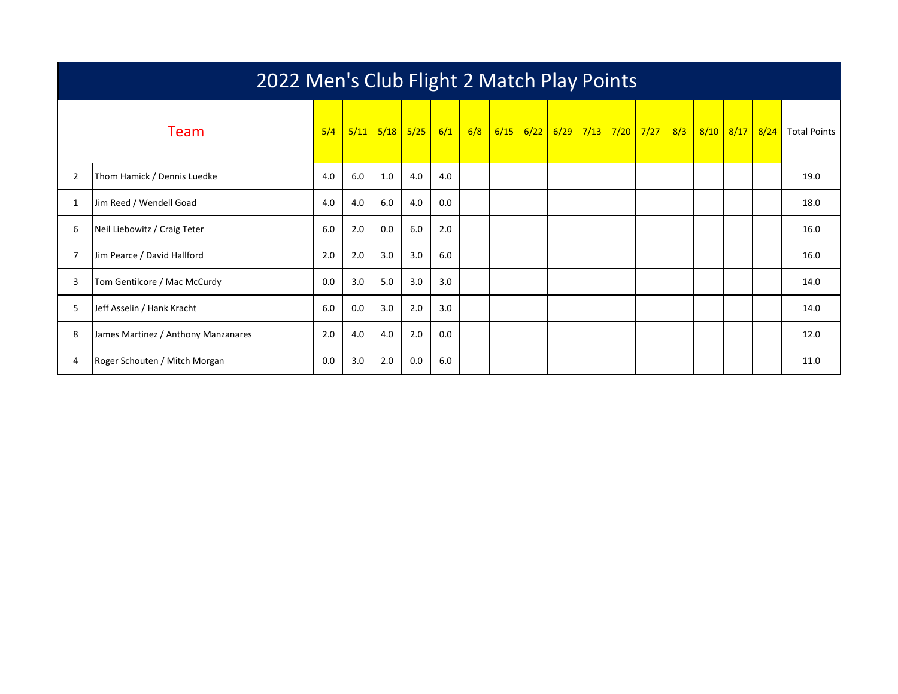# 2022 Men's Club Flight 2 Match Play Points

| | Team | 5/4 | 5/11 | 5/18 | 5/25 | 6/1 | 6/8 | 6/15 | 6/22 | 6/29 | 7/13 | 7/20 | 7/27 | 8/3 | 8/10 | 8/17 | 8/24 | Total Points |
|---|---|---|---|---|---|---|---|---|---|---|---|---|---|---|---|---|---|---|
| 2 | Thom Hamick / Dennis Luedke | 4.0 | 6.0 | 1.0 | 4.0 | 4.0 | | | | | | | | | | | | 19.0 |
| 1 | Jim Reed / Wendell Goad | 4.0 | 4.0 | 6.0 | 4.0 | 0.0 | | | | | | | | | | | | 18.0 |
| 6 | Neil Liebowitz / Craig Teter | 6.0 | 2.0 | 0.0 | 6.0 | 2.0 | | | | | | | | | | | | 16.0 |
| 7 | Jim Pearce / David Hallford | 2.0 | 2.0 | 3.0 | 3.0 | 6.0 | | | | | | | | | | | | 16.0 |
| 3 | Tom Gentilcore / Mac McCurdy | 0.0 | 3.0 | 5.0 | 3.0 | 3.0 | | | | | | | | | | | | 14.0 |
| 5 | Jeff Asselin / Hank Kracht | 6.0 | 0.0 | 3.0 | 2.0 | 3.0 | | | | | | | | | | | | 14.0 |
| 8 | James Martinez / Anthony Manzanares | 2.0 | 4.0 | 4.0 | 2.0 | 0.0 | | | | | | | | | | | | 12.0 |
| 4 | Roger Schouten / Mitch Morgan | 0.0 | 3.0 | 2.0 | 0.0 | 6.0 | | | | | | | | | | | | 11.0 |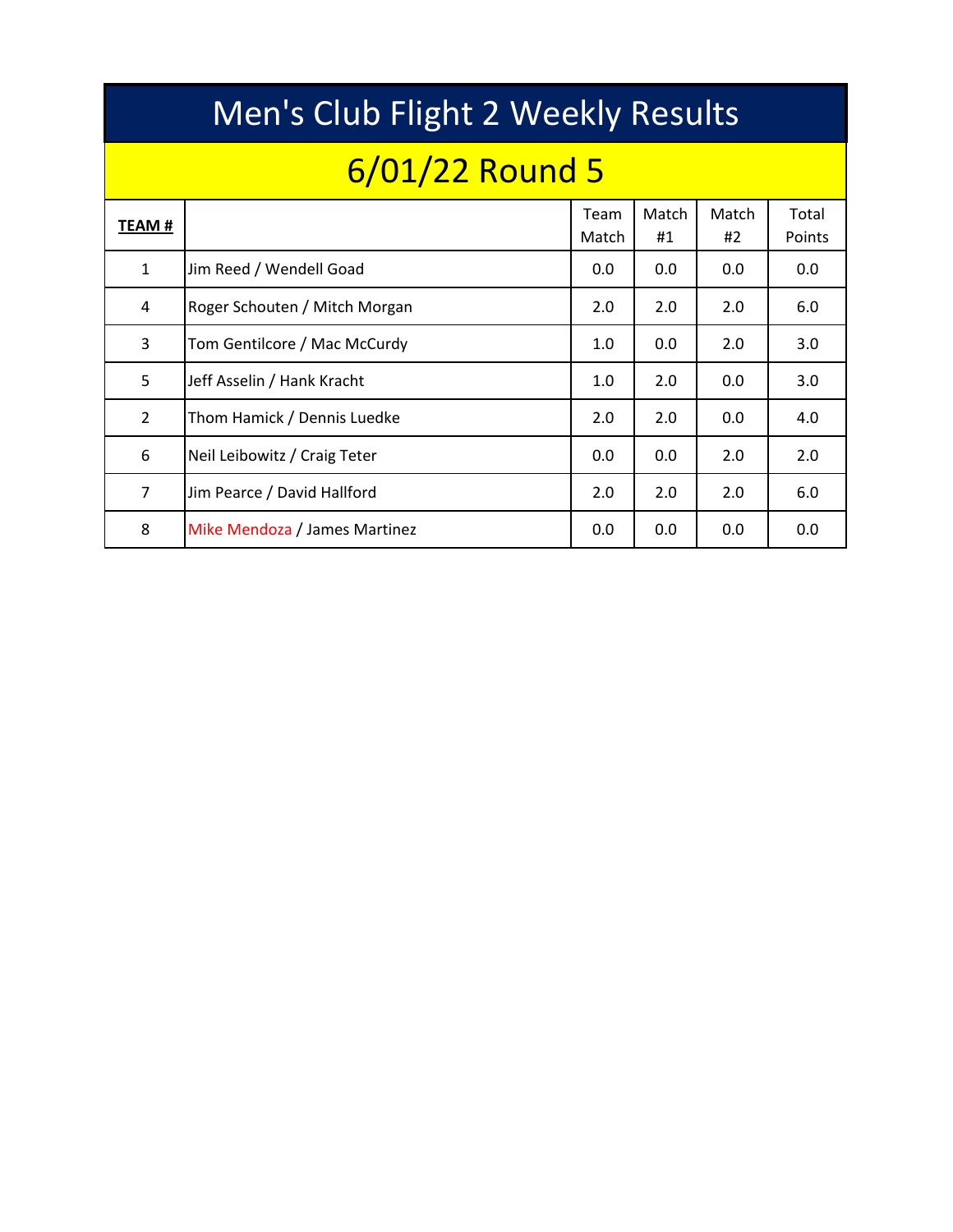# Men's Club Flight 2 Weekly Results

## 6/01/22 Round 5

| **TEAM #** | | Team Match | Match #1 | Match #2 | Total Points |
|---|---|---|---|---|---|
| 1 | Jim Reed / Wendell Goad | 0.0 | 0.0 | 0.0 | 0.0 |
| 4 | Roger Schouten / Mitch Morgan | 2.0 | 2.0 | 2.0 | 6.0 |
| 3 | Tom Gentilcore / Mac McCurdy | 1.0 | 0.0 | 2.0 | 3.0 |
| 5 | Jeff Asselin / Hank Kracht | 1.0 | 2.0 | 0.0 | 3.0 |
| 2 | Thom Hamick / Dennis Luedke | 2.0 | 2.0 | 0.0 | 4.0 |
| 6 | Neil Leibowitz / Craig Teter | 0.0 | 0.0 | 2.0 | 2.0 |
| 7 | Jim Pearce / David Hallford | 2.0 | 2.0 | 2.0 | 6.0 |
| 8 | Mike Mendoza / James Martinez | 0.0 | 0.0 | 0.0 | 0.0 |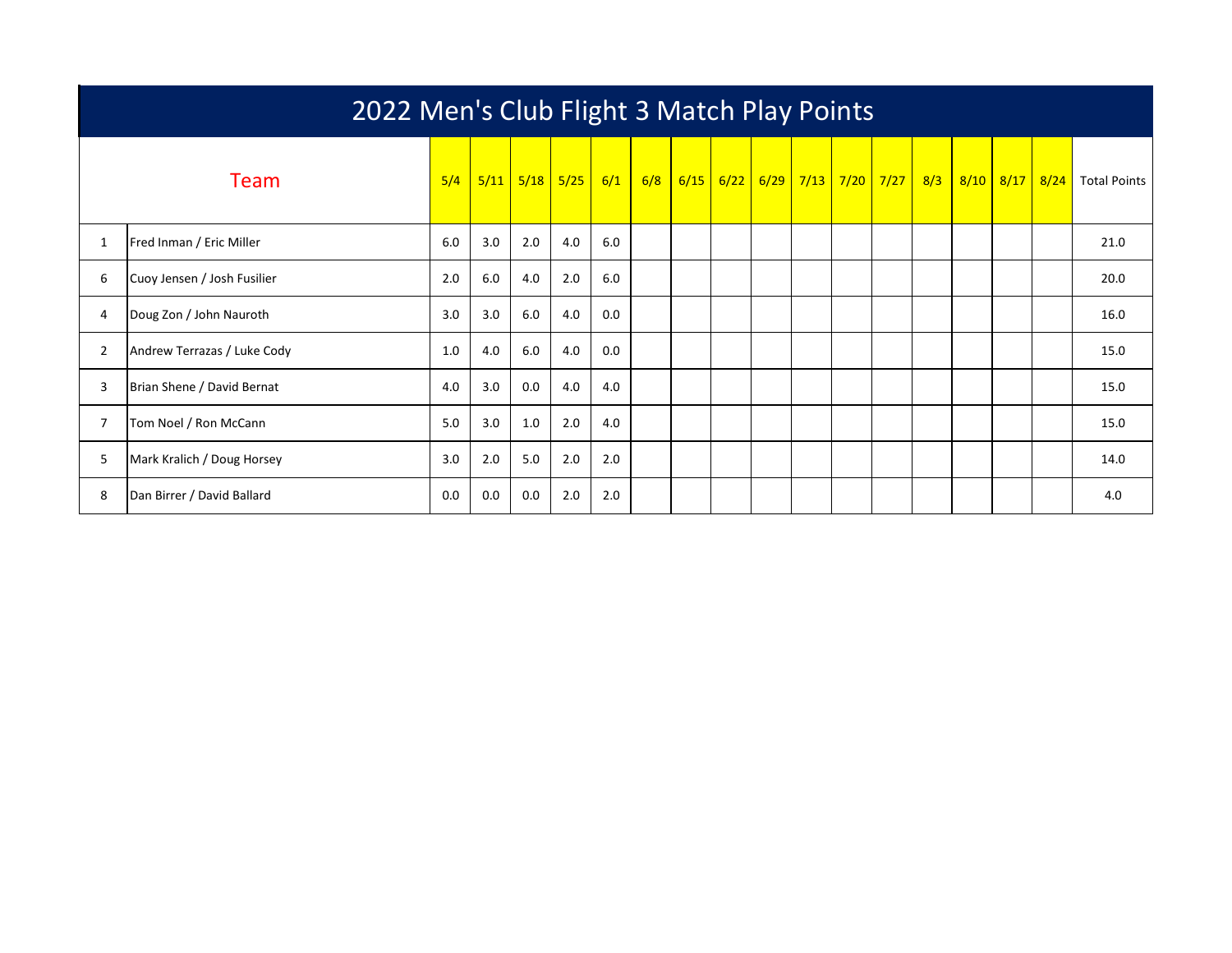# 2022 Men's Club Flight 3 Match Play Points

| | Team | 5/4 | 5/11 | 5/18 | 5/25 | 6/1 | 6/8 | 6/15 | 6/22 | 6/29 | 7/13 | 7/20 | 7/27 | 8/3 | 8/10 | 8/17 | 8/24 | Total Points |
|---|---|---|---|---|---|---|---|---|---|---|---|---|---|---|---|---|---|---|
| 1 | Fred Inman / Eric Miller | 6.0 | 3.0 | 2.0 | 4.0 | 6.0 | | | | | | | | | | | | 21.0 |
| 6 | Cuoy Jensen / Josh Fusilier | 2.0 | 6.0 | 4.0 | 2.0 | 6.0 | | | | | | | | | | | | 20.0 |
| 4 | Doug Zon / John Nauroth | 3.0 | 3.0 | 6.0 | 4.0 | 0.0 | | | | | | | | | | | | 16.0 |
| 2 | Andrew Terrazas / Luke Cody | 1.0 | 4.0 | 6.0 | 4.0 | 0.0 | | | | | | | | | | | | 15.0 |
| 3 | Brian Shene / David Bernat | 4.0 | 3.0 | 0.0 | 4.0 | 4.0 | | | | | | | | | | | | 15.0 |
| 7 | Tom Noel / Ron McCann | 5.0 | 3.0 | 1.0 | 2.0 | 4.0 | | | | | | | | | | | | 15.0 |
| 5 | Mark Kralich / Doug Horsey | 3.0 | 2.0 | 5.0 | 2.0 | 2.0 | | | | | | | | | | | | 14.0 |
| 8 | Dan Birrer / David Ballard | 0.0 | 0.0 | 0.0 | 2.0 | 2.0 | | | | | | | | | | | | 4.0 |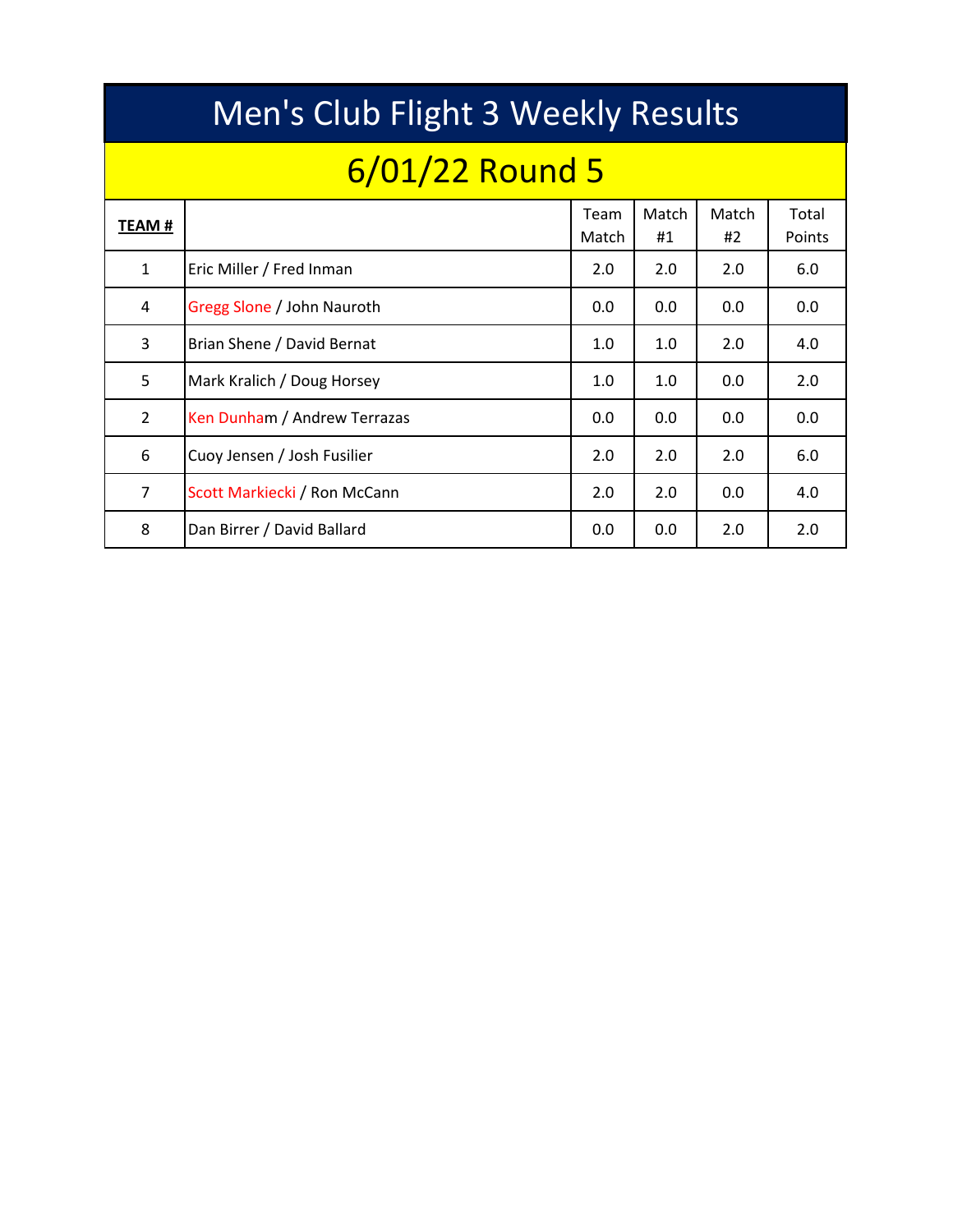# Men's Club Flight 3 Weekly Results

## 6/01/22 Round 5

| TEAM # | | Team Match | Match #1 | Match #2 | Total Points |
|---|---|---|---|---|---|
| 1 | Eric Miller / Fred Inman | 2.0 | 2.0 | 2.0 | 6.0 |
| 4 | Gregg Slone / John Nauroth | 0.0 | 0.0 | 0.0 | 0.0 |
| 3 | Brian Shene / David Bernat | 1.0 | 1.0 | 2.0 | 4.0 |
| 5 | Mark Kralich / Doug Horsey | 1.0 | 1.0 | 0.0 | 2.0 |
| 2 | Ken Dunham / Andrew Terrazas | 0.0 | 0.0 | 0.0 | 0.0 |
| 6 | Cuoy Jensen / Josh Fusilier | 2.0 | 2.0 | 2.0 | 6.0 |
| 7 | Scott Markiecki / Ron McCann | 2.0 | 2.0 | 0.0 | 4.0 |
| 8 | Dan Birrer / David Ballard | 0.0 | 0.0 | 2.0 | 2.0 |